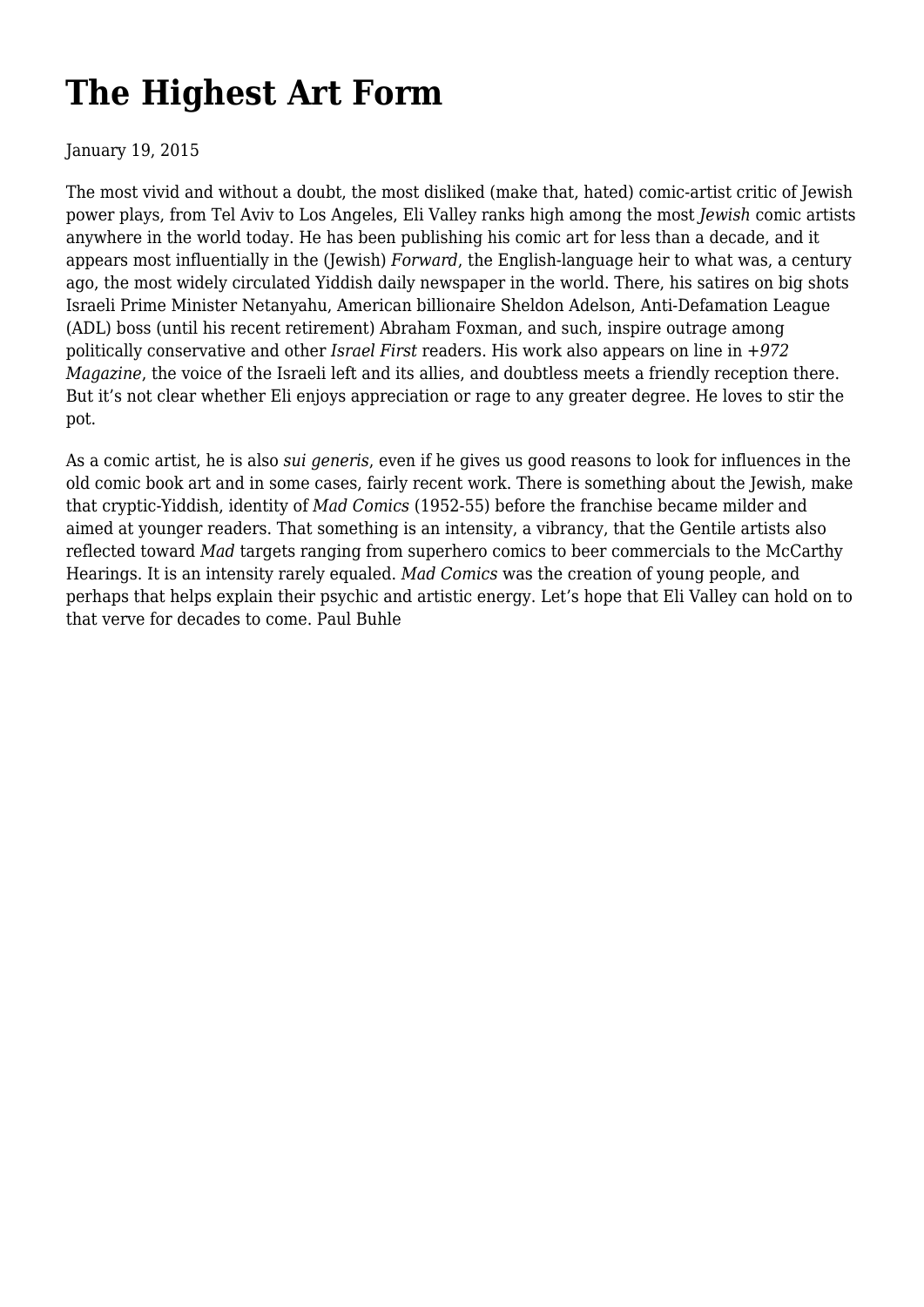# The Highest Art Form

January 19, 2015

The most vivid and without a doubt, the most disliked (make that, hated) comic-artist critic of Jewish power plays, from Tel Aviv to Los Angeles, Eli Valley ranks high among the most *Jewish* comic artists anywhere in the world today. He has been publishing his comic art for less than a decade, and it appears most influentially in the (Jewish) *Forward*, the English-language heir to what was, a century ago, the most widely circulated Yiddish daily newspaper in the world. There, his satires on big shots Israeli Prime Minister Netanyahu, American billionaire Sheldon Adelson, Anti-Defamation League (ADL) boss (until his recent retirement) Abraham Foxman, and such, inspire outrage among politically conservative and other *Israel First* readers. His work also appears on line in *+972 Magazine*, the voice of the Israeli left and its allies, and doubtless meets a friendly reception there. But it's not clear whether Eli enjoys appreciation or rage to any greater degree. He loves to stir the pot.

As a comic artist, he is also *sui generis*, even if he gives us good reasons to look for influences in the old comic book art and in some cases, fairly recent work. There is something about the Jewish, make that cryptic-Yiddish, identity of *Mad Comics* (1952-55) before the franchise became milder and aimed at younger readers. That something is an intensity, a vibrancy, that the Gentile artists also reflected toward *Mad* targets ranging from superhero comics to beer commercials to the McCarthy Hearings. It is an intensity rarely equaled. *Mad Comics* was the creation of young people, and perhaps that helps explain their psychic and artistic energy. Let's hope that Eli Valley can hold on to that verve for decades to come. Paul Buhle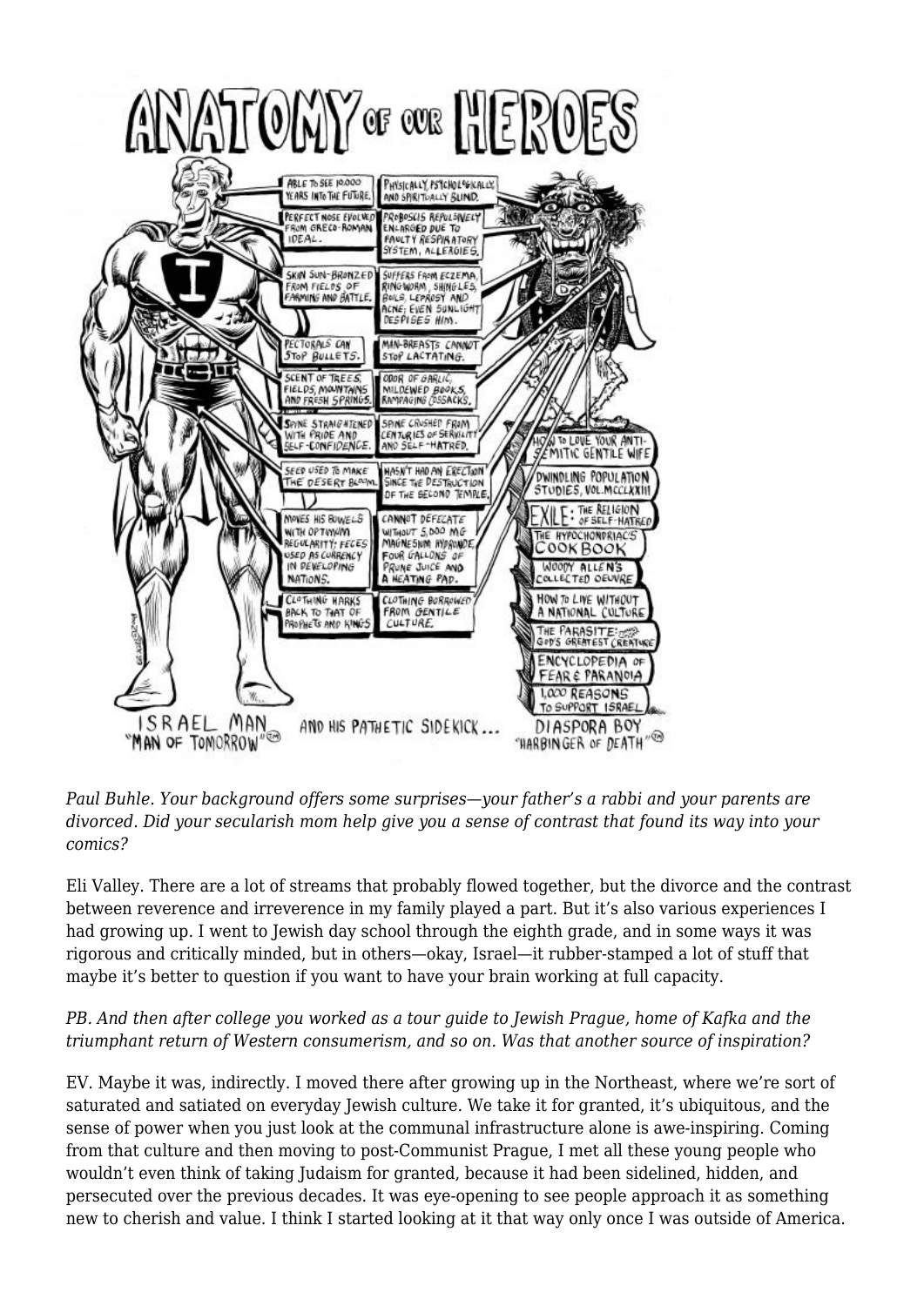*Paul Buhle. Your background offers some surprises—your father's a rabbi and your parents are divorced. Did your secularish mom help give you a sense of contrast that found its way into your comics?*

Eli Valley. There are a lot of streams that probably flowed together, but the divorce and the contrast between reverence and irreverence in my family played a part. But it's also various experiences I had growing up. I went to Jewish day school through the eighth grade, and in some ways it was rigorous and critically minded, but in others—okay, Israel—it rubber-stamped a lot of stuff that maybe it's better to question if you want to have your brain working at full capacity.

*PB. And then after college you worked as a tour guide to Jewish Prague, home of Kafka and the triumphant return of Western consumerism, and so on. Was that another source of inspiration?*

EV. Maybe it was, indirectly. I moved there after growing up in the Northeast, where we're sort of saturated and satiated on everyday Jewish culture. We take it for granted, it's ubiquitous, and the sense of power when you just look at the communal infrastructure alone is awe-inspiring. Coming from that culture and then moving to post-Communist Prague, I met all these young people who wouldn't even think of taking Judaism for granted, because it had been sidelined, hidden, and persecuted over the previous decades. It was eye-opening to see people approach it as something new to cherish and value. I think I started looking at it that way only once I was outside of America.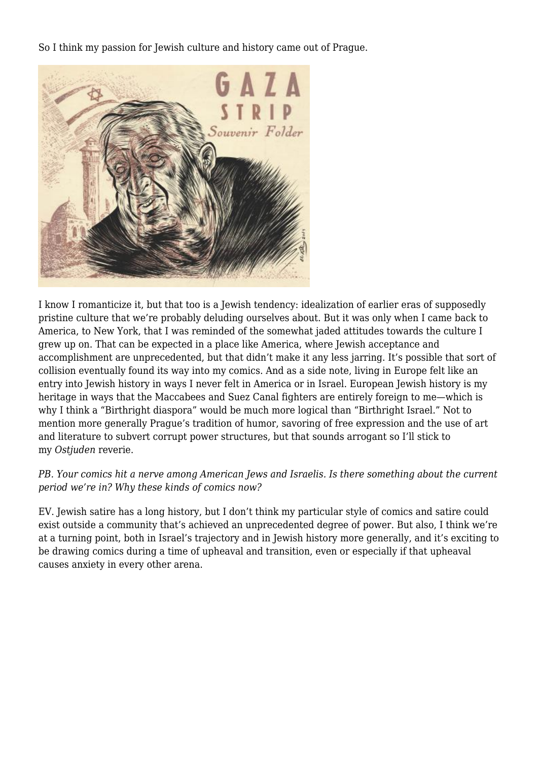So I think my passion for Jewish culture and history came out of Prague.

I know I romanticize it, but that too is a Jewish tendency: idealization of earlier eras of supposedly pristine culture that we're probably deluding ourselves about. But it was only when I came back to America, to New York, that I was reminded of the somewhat jaded attitudes towards the culture I grew up on. That can be expected in a place like America, where Jewish acceptance and accomplishment are unprecedented, but that didn't make it any less jarring. It's possible that sort of collision eventually found its way into my comics. And as a side note, living in Europe felt like an entry into Jewish history in ways I never felt in America or in Israel. European Jewish history is my heritage in ways that the Maccabees and Suez Canal fighters are entirely foreign to me—which is why I think a "Birthright diaspora" would be much more logical than "Birthright Israel." Not to mention more generally Prague's tradition of humor, savoring of free expression and the use of art and literature to subvert corrupt power structures, but that sounds arrogant so I'll stick to my *Ostjuden* reverie.

*PB. Your comics hit a nerve among American Jews and Israelis. Is there something about the current period we're in? Why these kinds of comics now?*

EV. Jewish satire has a long history, but I don't think my particular style of comics and satire could exist outside a community that's achieved an unprecedented degree of power. But also, I think we're at a turning point, both in Israel's trajectory and in Jewish history more generally, and it's exciting to be drawing comics during a time of upheaval and transition, even or especially if that upheaval causes anxiety in every other arena.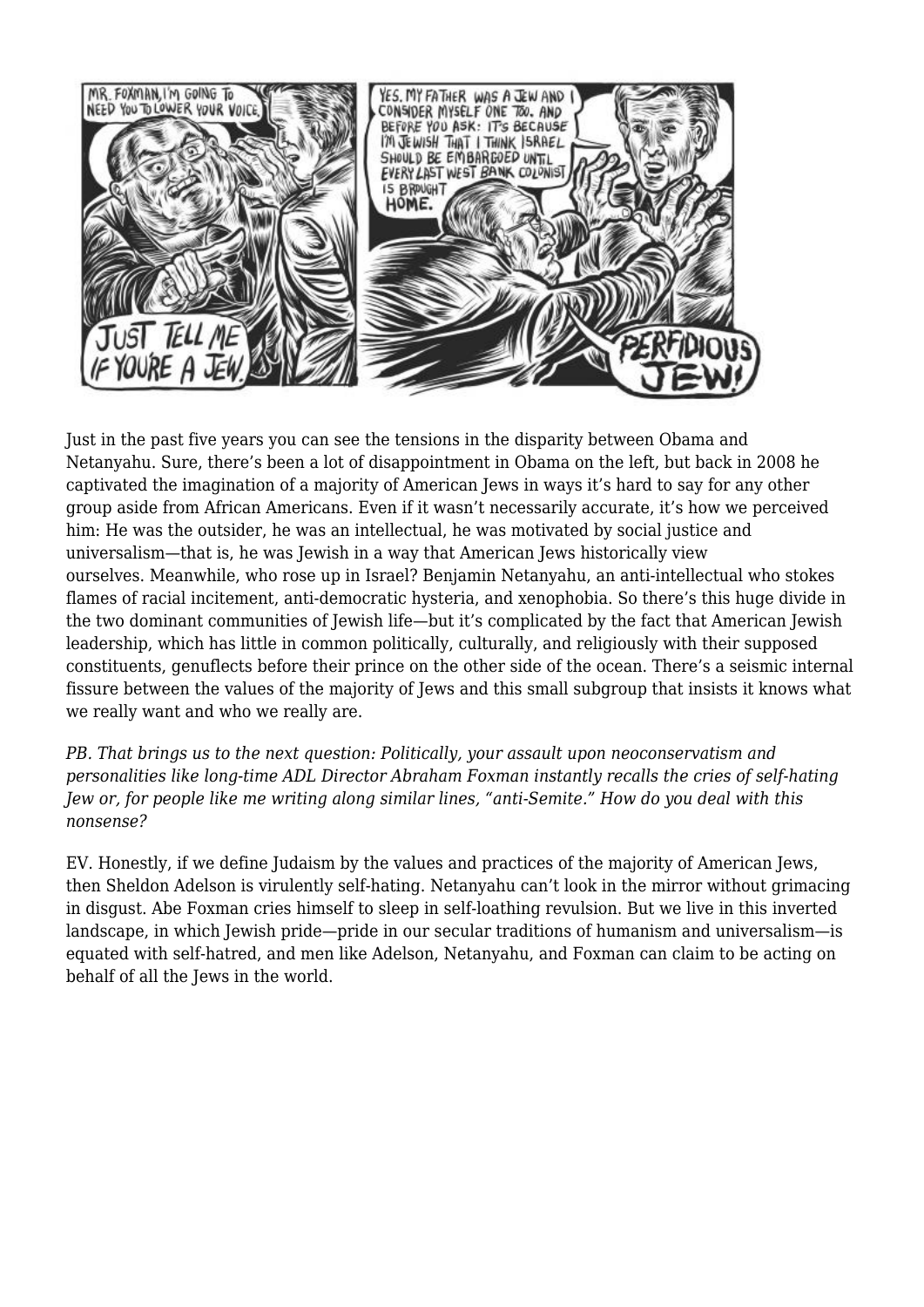Just in the past five years you can see the tensions in the disparity between Obama and Netanyahu. Sure, there's been a lot of disappointment in Obama on the left, but back in 2008 he captivated the imagination of a majority of American Jews in ways it's hard to say for any other group aside from African Americans. Even if it wasn't necessarily accurate, it's how we perceived him: He was the outsider, he was an intellectual, he was motivated by social justice and universalism—that is, he was Jewish in a way that American Jews historically view ourselves. Meanwhile, who rose up in Israel? Benjamin Netanyahu, an anti-intellectual who stokes flames of racial incitement, anti-democratic hysteria, and xenophobia. So there's this huge divide in the two dominant communities of Jewish life—but it's complicated by the fact that American Jewish leadership, which has little in common politically, culturally, and religiously with their supposed constituents, genuflects before their prince on the other side of the ocean. There's a seismic internal fissure between the values of the majority of Jews and this small subgroup that insists it knows what we really want and who we really are.

*PB. That brings us to the next question: Politically, your assault upon neoconservatism and personalities like long-time ADL Director Abraham Foxman instantly recalls the cries of self-hating Jew or, for people like me writing along similar lines, "anti-Semite." How do you deal with this nonsense?*

EV. Honestly, if we define Judaism by the values and practices of the majority of American Jews, then Sheldon Adelson is virulently self-hating. Netanyahu can't look in the mirror without grimacing in disgust. Abe Foxman cries himself to sleep in self-loathing revulsion. But we live in this inverted landscape, in which Jewish pride—pride in our secular traditions of humanism and universalism—is equated with self-hatred, and men like Adelson, Netanyahu, and Foxman can claim to be acting on behalf of all the Jews in the world.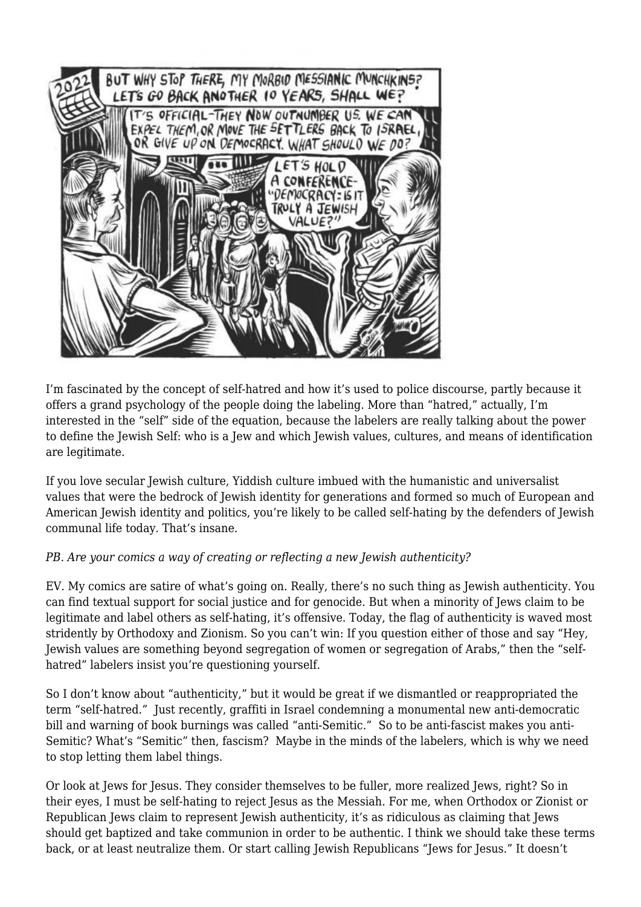I'm fascinated by the concept of self-hatred and how it's used to police discourse, partly because it offers a grand psychology of the people doing the labeling. More than "hatred," actually, I'm interested in the "self" side of the equation, because the labelers are really talking about the power to define the Jewish Self: who is a Jew and which Jewish values, cultures, and means of identification are legitimate.

If you love secular Jewish culture, Yiddish culture imbued with the humanistic and universalist values that were the bedrock of Jewish identity for generations and formed so much of European and American Jewish identity and politics, you're likely to be called self-hating by the defenders of Jewish communal life today. That's insane.

*PB. Are your comics a way of creating or reflecting a new Jewish authenticity?*

EV. My comics are satire of what's going on. Really, there's no such thing as Jewish authenticity. You can find textual support for social justice and for genocide. But when a minority of Jews claim to be legitimate and label others as self-hating, it's offensive. Today, the flag of authenticity is waved most stridently by Orthodoxy and Zionism. So you can't win: If you question either of those and say "Hey, Jewish values are something beyond segregation of women or segregation of Arabs," then the "self-hatred" labelers insist you're questioning yourself.

So I don't know about "authenticity," but it would be great if we dismantled or reappropriated the term "self-hatred." Just recently, graffiti in Israel condemning a monumental new anti-democratic bill and warning of book burnings was called "anti-Semitic." So to be anti-fascist makes you anti-Semitic? What's "Semitic" then, fascism? Maybe in the minds of the labelers, which is why we need to stop letting them label things.

Or look at Jews for Jesus. They consider themselves to be fuller, more realized Jews, right? So in their eyes, I must be self-hating to reject Jesus as the Messiah. For me, when Orthodox or Zionist or Republican Jews claim to represent Jewish authenticity, it's as ridiculous as claiming that Jews should get baptized and take communion in order to be authentic. I think we should take these terms back, or at least neutralize them. Or start calling Jewish Republicans "Jews for Jesus." It doesn't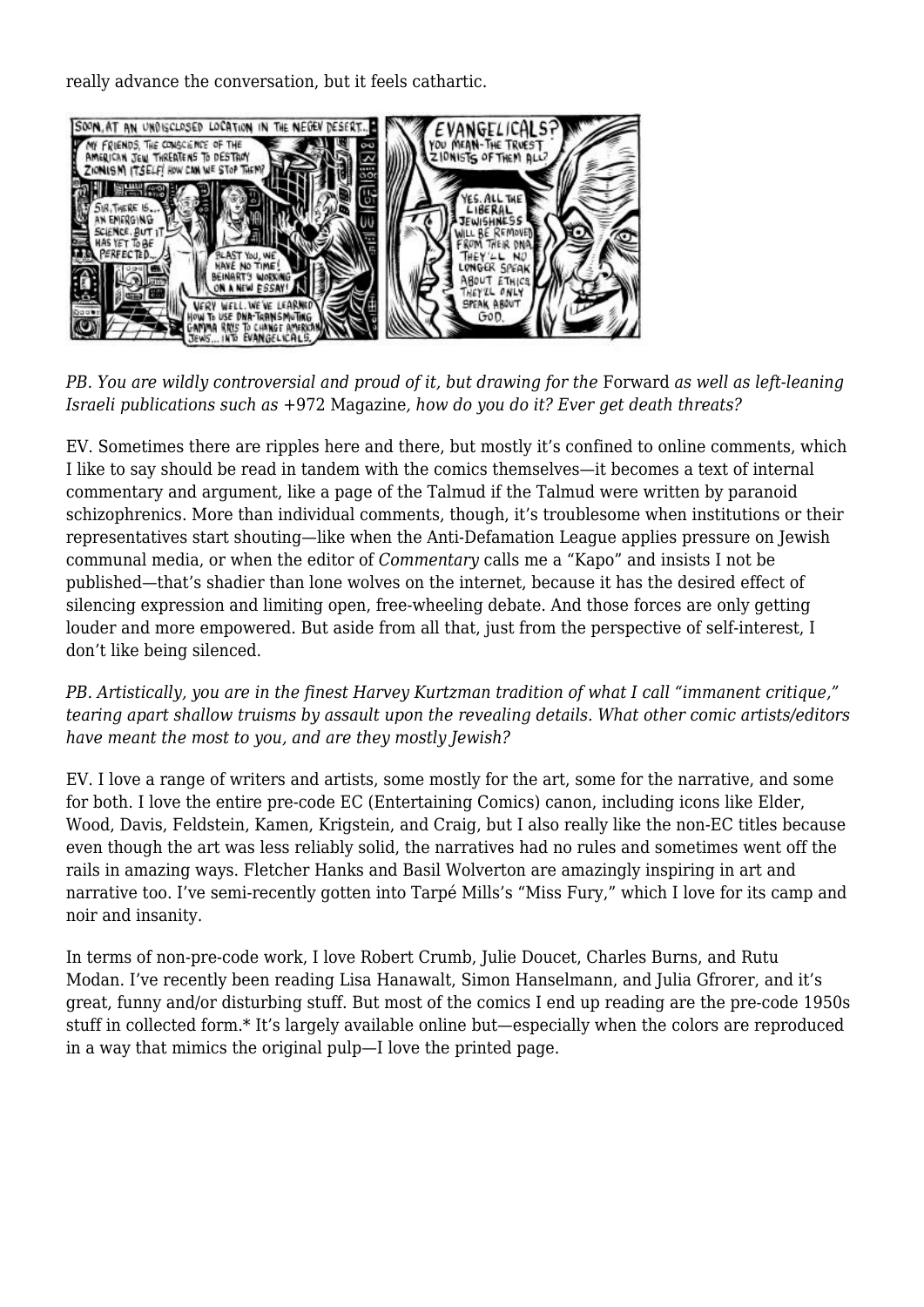really advance the conversation, but it feels cathartic.

*PB. You are wildly controversial and proud of it, but drawing for the* Forward *as well as left-leaning Israeli publications such as* +972 Magazine*, how do you do it? Ever get death threats?*

EV. Sometimes there are ripples here and there, but mostly it's confined to online comments, which I like to say should be read in tandem with the comics themselves—it becomes a text of internal commentary and argument, like a page of the Talmud if the Talmud were written by paranoid schizophrenics. More than individual comments, though, it's troublesome when institutions or their representatives start shouting—like when the Anti-Defamation League applies pressure on Jewish communal media, or when the editor of *Commentary* calls me a "Kapo" and insists I not be published—that's shadier than lone wolves on the internet, because it has the desired effect of silencing expression and limiting open, free-wheeling debate. And those forces are only getting louder and more empowered. But aside from all that, just from the perspective of self-interest, I don't like being silenced.

*PB. Artistically, you are in the finest Harvey Kurtzman tradition of what I call "immanent critique," tearing apart shallow truisms by assault upon the revealing details. What other comic artists/editors have meant the most to you, and are they mostly Jewish?*

EV. I love a range of writers and artists, some mostly for the art, some for the narrative, and some for both. I love the entire pre-code EC (Entertaining Comics) canon, including icons like Elder, Wood, Davis, Feldstein, Kamen, Krigstein, and Craig, but I also really like the non-EC titles because even though the art was less reliably solid, the narratives had no rules and sometimes went off the rails in amazing ways. Fletcher Hanks and Basil Wolverton are amazingly inspiring in art and narrative too. I've semi-recently gotten into Tarpé Mills's "Miss Fury," which I love for its camp and noir and insanity.

In terms of non-pre-code work, I love Robert Crumb, Julie Doucet, Charles Burns, and Rutu Modan. I've recently been reading Lisa Hanawalt, Simon Hanselmann, and Julia Gfrorer, and it's great, funny and/or disturbing stuff. But most of the comics I end up reading are the pre-code 1950s stuff in collected form.* It's largely available online but—especially when the colors are reproduced in a way that mimics the original pulp—I love the printed page.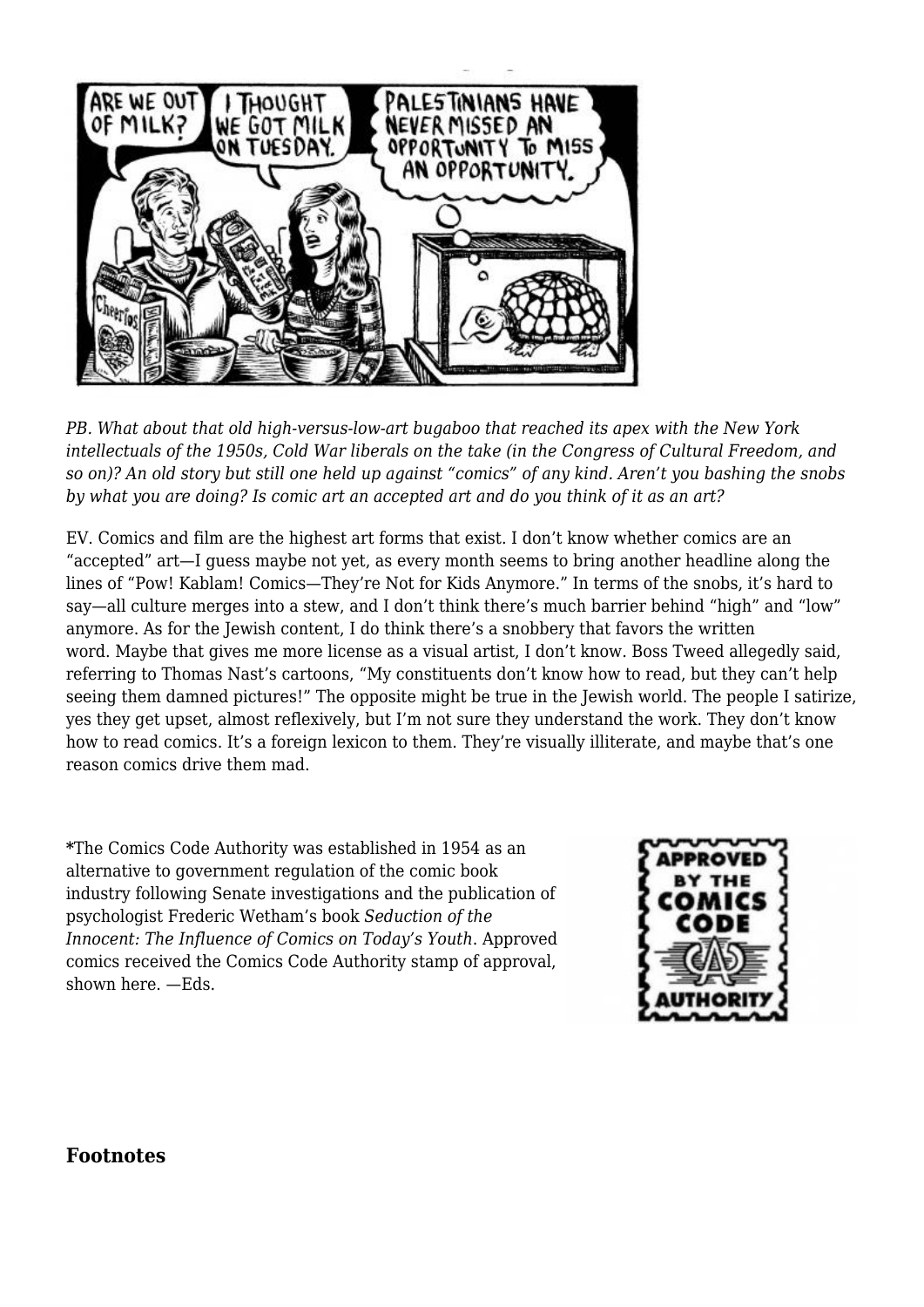*PB. What about that old high-versus-low-art bugaboo that reached its apex with the New York intellectuals of the 1950s, Cold War liberals on the take (in the Congress of Cultural Freedom, and so on)? An old story but still one held up against "comics" of any kind. Aren't you bashing the snobs by what you are doing? Is comic art an accepted art and do you think of it as an art?*

EV. Comics and film are the highest art forms that exist. I don't know whether comics are an "accepted" art—I guess maybe not yet, as every month seems to bring another headline along the lines of "Pow! Kablam! Comics—They're Not for Kids Anymore." In terms of the snobs, it's hard to say—all culture merges into a stew, and I don't think there's much barrier behind "high" and "low" anymore. As for the Jewish content, I do think there's a snobbery that favors the written word. Maybe that gives me more license as a visual artist, I don't know. Boss Tweed allegedly said, referring to Thomas Nast's cartoons, "My constituents don't know how to read, but they can't help seeing them damned pictures!" The opposite might be true in the Jewish world. The people I satirize, yes they get upset, almost reflexively, but I'm not sure they understand the work. They don't know how to read comics. It's a foreign lexicon to them. They're visually illiterate, and maybe that's one reason comics drive them mad.

**\***The Comics Code Authority was established in 1954 as an alternative to government regulation of the comic book industry following Senate investigations and the publication of psychologist Frederic Wetham's book *Seduction of the Innocent: The Influence of Comics on Today's Youth*. Approved comics received the Comics Code Authority stamp of approval, shown here. —Eds.

### Footnotes